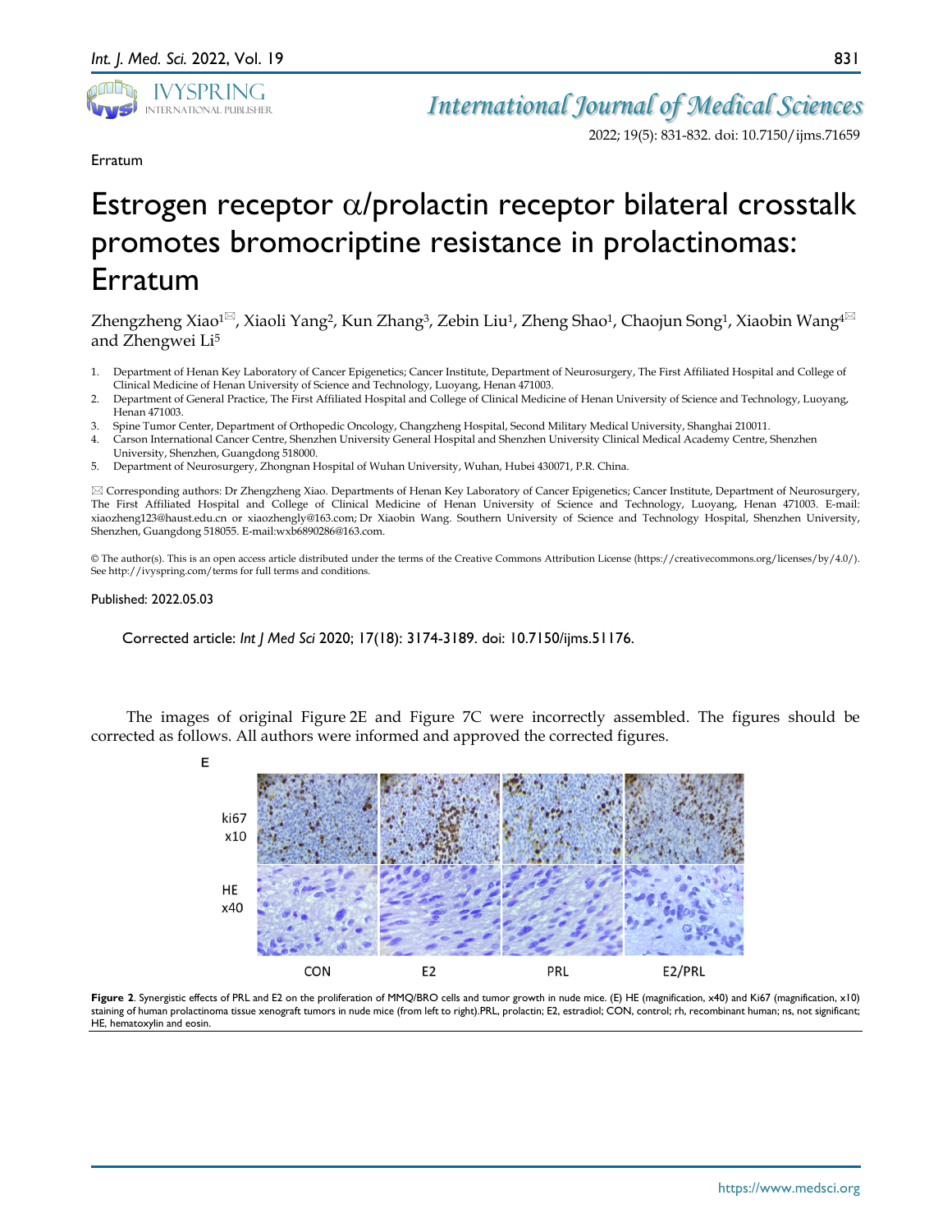Erratum

# Estrogen receptor α/prolactin receptor bilateral crosstalk promotes bromocriptine resistance in prolactinomas: Erratum

Zhengzheng Xiao[1]✉, Xiaoli Yang[2], Kun Zhang[3], Zebin Liu[1], Zheng Shao[1], Chaojun Song[1], Xiaobin Wang[4]✉ and Zhengwei Li[5]

1. Department of Henan Key Laboratory of Cancer Epigenetics; Cancer Institute, Department of Neurosurgery, The First Affiliated Hospital and College of Clinical Medicine of Henan University of Science and Technology, Luoyang, Henan 471003.
2. Department of General Practice, The First Affiliated Hospital and College of Clinical Medicine of Henan University of Science and Technology, Luoyang, Henan 471003.
3. Spine Tumor Center, Department of Orthopedic Oncology, Changzheng Hospital, Second Military Medical University, Shanghai 210011.
4. Carson International Cancer Centre, Shenzhen University General Hospital and Shenzhen University Clinical Medical Academy Centre, Shenzhen University, Shenzhen, Guangdong 518000.
5. Department of Neurosurgery, Zhongnan Hospital of Wuhan University, Wuhan, Hubei 430071, P.R. China.

✉ Corresponding authors: Dr Zhengzheng Xiao. Departments of Henan Key Laboratory of Cancer Epigenetics; Cancer Institute, Department of Neurosurgery, The First Affiliated Hospital and College of Clinical Medicine of Henan University of Science and Technology, Luoyang, Henan 471003. E-mail: xiaozheng123@haust.edu.cn or xiaozhengly@163.com; Dr Xiaobin Wang. Southern University of Science and Technology Hospital, Shenzhen University, Shenzhen, Guangdong 518055. E-mail:wxb6890286@163.com.

© The author(s). This is an open access article distributed under the terms of the Creative Commons Attribution License (https://creativecommons.org/licenses/by/4.0/). See http://ivyspring.com/terms for full terms and conditions.

Published: 2022.05.03

Corrected article: *Int J Med Sci* 2020; 17(18): 3174-3189. doi: 10.7150/ijms.51176.

The images of original Figure 2E and Figure 7C were incorrectly assembled. The figures should be corrected as follows. All authors were informed and approved the corrected figures.

**Figure 2**. Synergistic effects of PRL and E2 on the proliferation of MMQ/BRO cells and tumor growth in nude mice. (E) HE (magnification, x40) and Ki67 (magnification, x10) staining of human prolactinoma tissue xenograft tumors in nude mice (from left to right).PRL, prolactin; E2, estradiol; CON, control; rh, recombinant human; ns, not significant; HE, hematoxylin and eosin.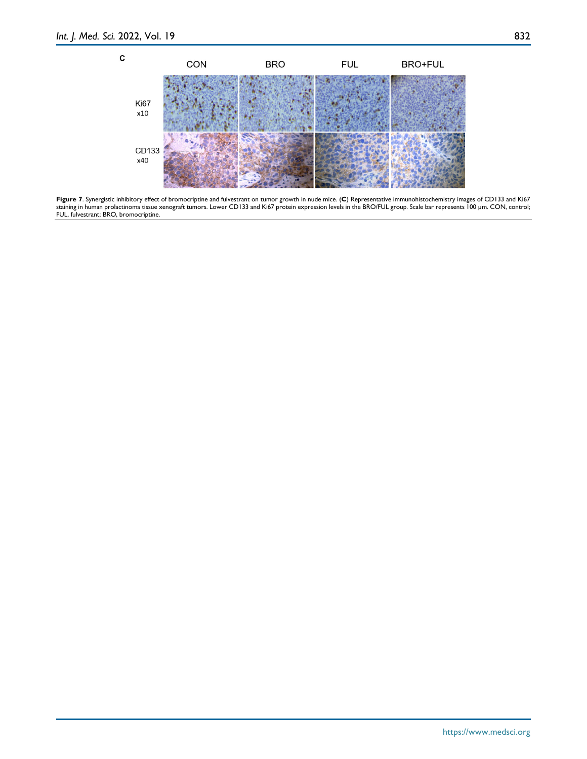C

CON

BRO

FUL

BRO+FUL

Ki67
x10

CD133
x40

**Figure 7**. Synergistic inhibitory effect of bromocriptine and fulvestrant on tumor growth in nude mice. (**C**) Representative immunohistochemistry images of CD133 and Ki67 staining in human prolactinoma tissue xenograft tumors. Lower CD133 and Ki67 protein expression levels in the BRO/FUL group. Scale bar represents 100 μm. CON, control; FUL, fulvestrant; BRO, bromocriptine.